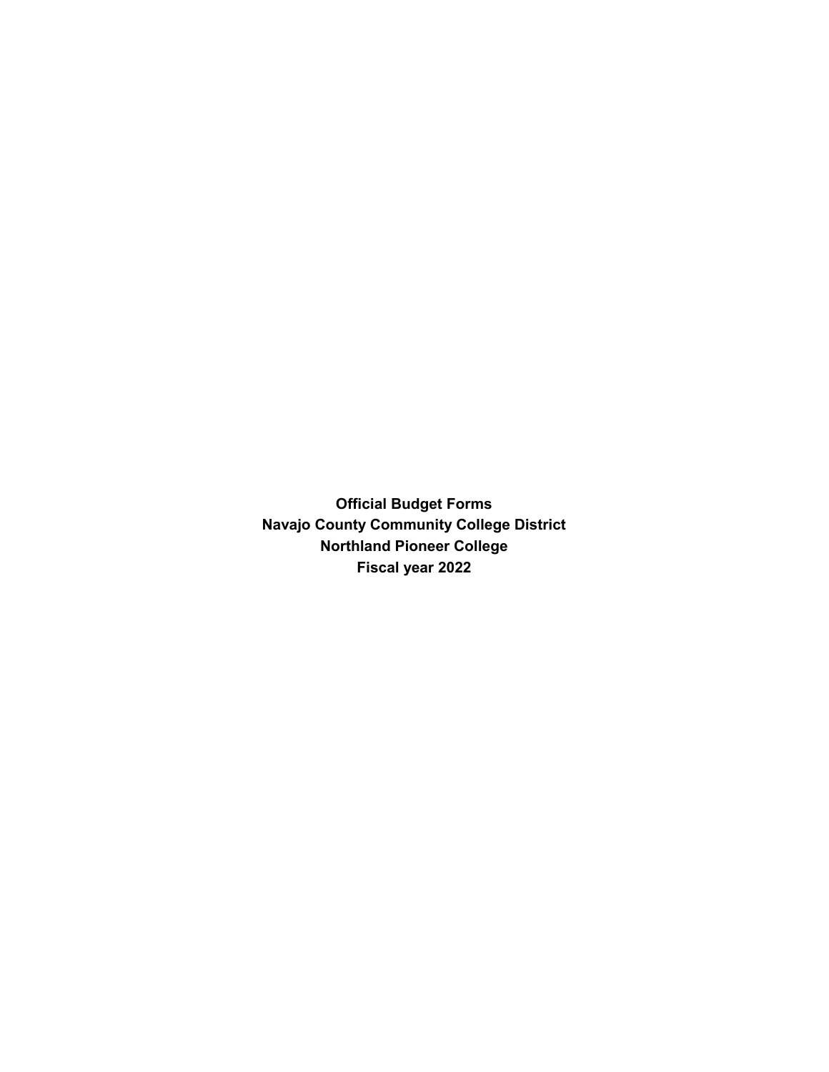# Official Budget Forms
# Navajo County Community College District
# Northland Pioneer College
# Fiscal year 2022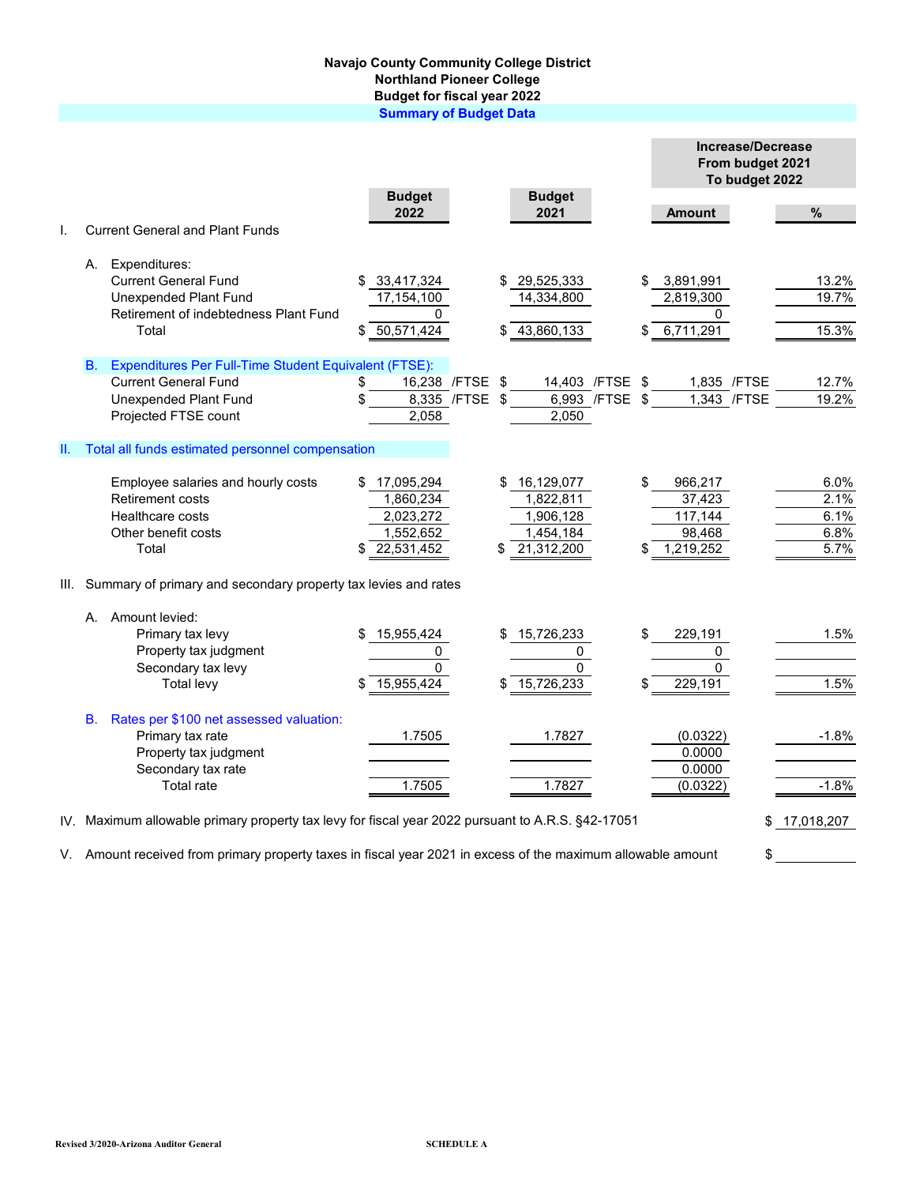# Navajo County Community College District
## Northland Pioneer College
## Budget for fiscal year 2022
### Summary of Budget Data

| | Budget 2022 | Budget 2021 | Increase/Decrease From budget 2021 To budget 2022 Amount | % |
|---|---|---|---|---|
| **I. Current General and Plant Funds** | | | | |
| A. Expenditures: | | | | |
| Current General Fund | $ 33,417,324 | $ 29,525,333 | $ 3,891,991 | 13.2% |
| Unexpended Plant Fund | 17,154,100 | 14,334,800 | 2,819,300 | 19.7% |
| Retirement of indebtedness Plant Fund | 0 | | 0 | |
| Total | $ 50,571,424 | $ 43,860,133 | $ 6,711,291 | 15.3% |
| B. Expenditures Per Full-Time Student Equivalent (FTSE): | | | | |
| Current General Fund | $ 16,238 /FTSE | $ 14,403 /FTSE | $ 1,835 /FTSE | 12.7% |
| Unexpended Plant Fund | $ 8,335 /FTSE | $ 6,993 /FTSE | $ 1,343 /FTSE | 19.2% |
| Projected FTSE count | 2,058 | 2,050 | | |
| **II. Total all funds estimated personnel compensation** | | | | |
| Employee salaries and hourly costs | $ 17,095,294 | $ 16,129,077 | $ 966,217 | 6.0% |
| Retirement costs | 1,860,234 | 1,822,811 | 37,423 | 2.1% |
| Healthcare costs | 2,023,272 | 1,906,128 | 117,144 | 6.1% |
| Other benefit costs | 1,552,652 | 1,454,184 | 98,468 | 6.8% |
| Total | $ 22,531,452 | $ 21,312,200 | $ 1,219,252 | 5.7% |
| **III. Summary of primary and secondary property tax levies and rates** | | | | |
| A. Amount levied: | | | | |
| Primary tax levy | $ 15,955,424 | $ 15,726,233 | $ 229,191 | 1.5% |
| Property tax judgment | 0 | 0 | 0 | |
| Secondary tax levy | 0 | 0 | 0 | |
| Total levy | $ 15,955,424 | $ 15,726,233 | $ 229,191 | 1.5% |
| B. Rates per $100 net assessed valuation: | | | | |
| Primary tax rate | 1.7505 | 1.7827 | (0.0322) | -1.8% |
| Property tax judgment | | | 0.0000 | |
| Secondary tax rate | | | 0.0000 | |
| Total rate | 1.7505 | 1.7827 | (0.0322) | -1.8% |

IV. Maximum allowable primary property tax levy for fiscal year 2022 pursuant to A.R.S. §42-17051 — $ 17,018,207

V. Amount received from primary property taxes in fiscal year 2021 in excess of the maximum allowable amount — $

Revised 3/2020-Arizona Auditor General

SCHEDULE A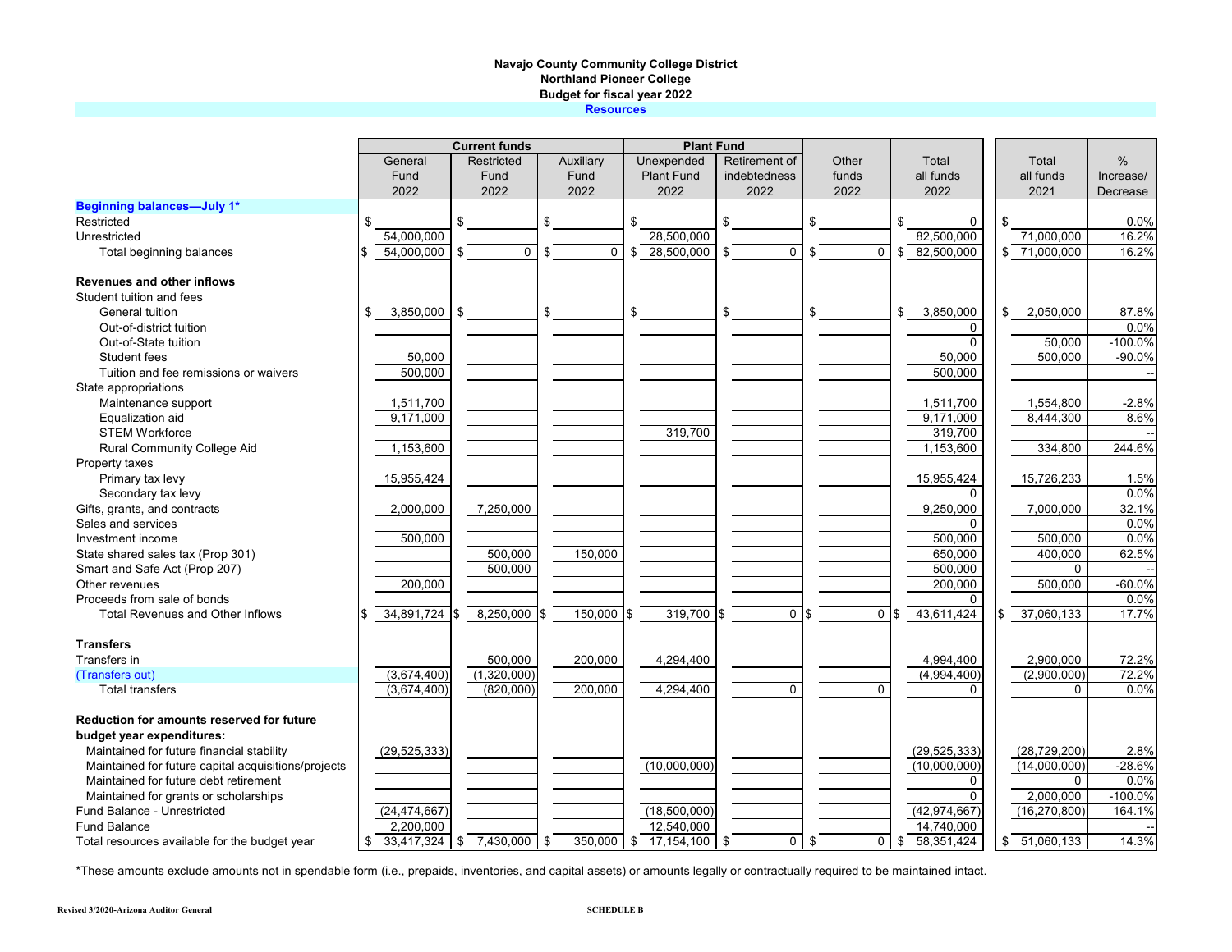**Navajo County Community College District**
**Northland Pioneer College**
**Budget for fiscal year 2022**
**Resources**

| | Current funds | | | Plant Fund | | | | | |
|---|---|---|---|---|---|---|---|---|---|
| | General Fund 2022 | Restricted Fund 2022 | Auxiliary Fund 2022 | Unexpended Plant Fund 2022 | Retirement of indebtedness 2022 | Other funds 2022 | Total all funds 2022 | Total all funds 2021 | % Increase/ Decrease |
| **Beginning balances—July 1*** | | | | | | | | | |
| Restricted | $ | $ | $ | $ | $ | $ | $ 0 | $ | 0.0% |
| Unrestricted | 54,000,000 | | | 28,500,000 | | | 82,500,000 | 71,000,000 | 16.2% |
| Total beginning balances | $ 54,000,000 | $ 0 | $ 0 | $ 28,500,000 | $ 0 | $ 0 | $ 82,500,000 | $ 71,000,000 | 16.2% |
| **Revenues and other inflows** | | | | | | | | | |
| Student tuition and fees | | | | | | | | | |
| General tuition | $ 3,850,000 | $ | $ | $ | $ | $ | $ 3,850,000 | $ 2,050,000 | 87.8% |
| Out-of-district tuition | | | | | | | 0 | | 0.0% |
| Out-of-State tuition | | | | | | | 0 | 50,000 | -100.0% |
| Student fees | 50,000 | | | | | | 50,000 | 500,000 | -90.0% |
| Tuition and fee remissions or waivers | 500,000 | | | | | | 500,000 | | -- |
| State appropriations | | | | | | | | | |
| Maintenance support | 1,511,700 | | | | | | 1,511,700 | 1,554,800 | -2.8% |
| Equalization aid | 9,171,000 | | | | | | 9,171,000 | 8,444,300 | 8.6% |
| STEM Workforce | | | | 319,700 | | | 319,700 | | -- |
| Rural Community College Aid | 1,153,600 | | | | | | 1,153,600 | 334,800 | 244.6% |
| Property taxes | | | | | | | | | |
| Primary tax levy | 15,955,424 | | | | | | 15,955,424 | 15,726,233 | 1.5% |
| Secondary tax levy | | | | | | | 0 | | 0.0% |
| Gifts, grants, and contracts | 2,000,000 | 7,250,000 | | | | | 9,250,000 | 7,000,000 | 32.1% |
| Sales and services | | | | | | | 0 | | 0.0% |
| Investment income | 500,000 | | | | | | 500,000 | 500,000 | 0.0% |
| State shared sales tax (Prop 301) | | 500,000 | 150,000 | | | | 650,000 | 400,000 | 62.5% |
| Smart and Safe Act (Prop 207) | | 500,000 | | | | | 500,000 | 0 | -- |
| Other revenues | 200,000 | | | | | | 200,000 | 500,000 | -60.0% |
| Proceeds from sale of bonds | | | | | | | 0 | | 0.0% |
| Total Revenues and Other Inflows | $ 34,891,724 | $ 8,250,000 | $ 150,000 | $ 319,700 | $ 0 | $ 0 | $ 43,611,424 | $ 37,060,133 | 17.7% |
| **Transfers** | | | | | | | | | |
| Transfers in | | 500,000 | 200,000 | 4,294,400 | | | 4,994,400 | 2,900,000 | 72.2% |
| (Transfers out) | (3,674,400) | (1,320,000) | | | | | (4,994,400) | (2,900,000) | 72.2% |
| Total transfers | (3,674,400) | (820,000) | 200,000 | 4,294,400 | 0 | 0 | 0 | 0 | 0.0% |
| **Reduction for amounts reserved for future budget year expenditures:** | | | | | | | | | |
| Maintained for future financial stability | (29,525,333) | | | | | | (29,525,333) | (28,729,200) | 2.8% |
| Maintained for future capital acquisitions/projects | | | | (10,000,000) | | | (10,000,000) | (14,000,000) | -28.6% |
| Maintained for future debt retirement | | | | | | | 0 | 0 | 0.0% |
| Maintained for grants or scholarships | | | | | | | 0 | 2,000,000 | -100.0% |
| Fund Balance - Unrestricted | (24,474,667) | | | (18,500,000) | | | (42,974,667) | (16,270,800) | 164.1% |
| Fund Balance | 2,200,000 | | | 12,540,000 | | | 14,740,000 | | -- |
| Total resources available for the budget year | $ 33,417,324 | $ 7,430,000 | $ 350,000 | $ 17,154,100 | $ 0 | $ 0 | $ 58,351,424 | $ 51,060,133 | 14.3% |

*These amounts exclude amounts not in spendable form (i.e., prepaids, inventories, and capital assets) or amounts legally or contractually required to be maintained intact.

Revised 3/2020-Arizona Auditor General

SCHEDULE B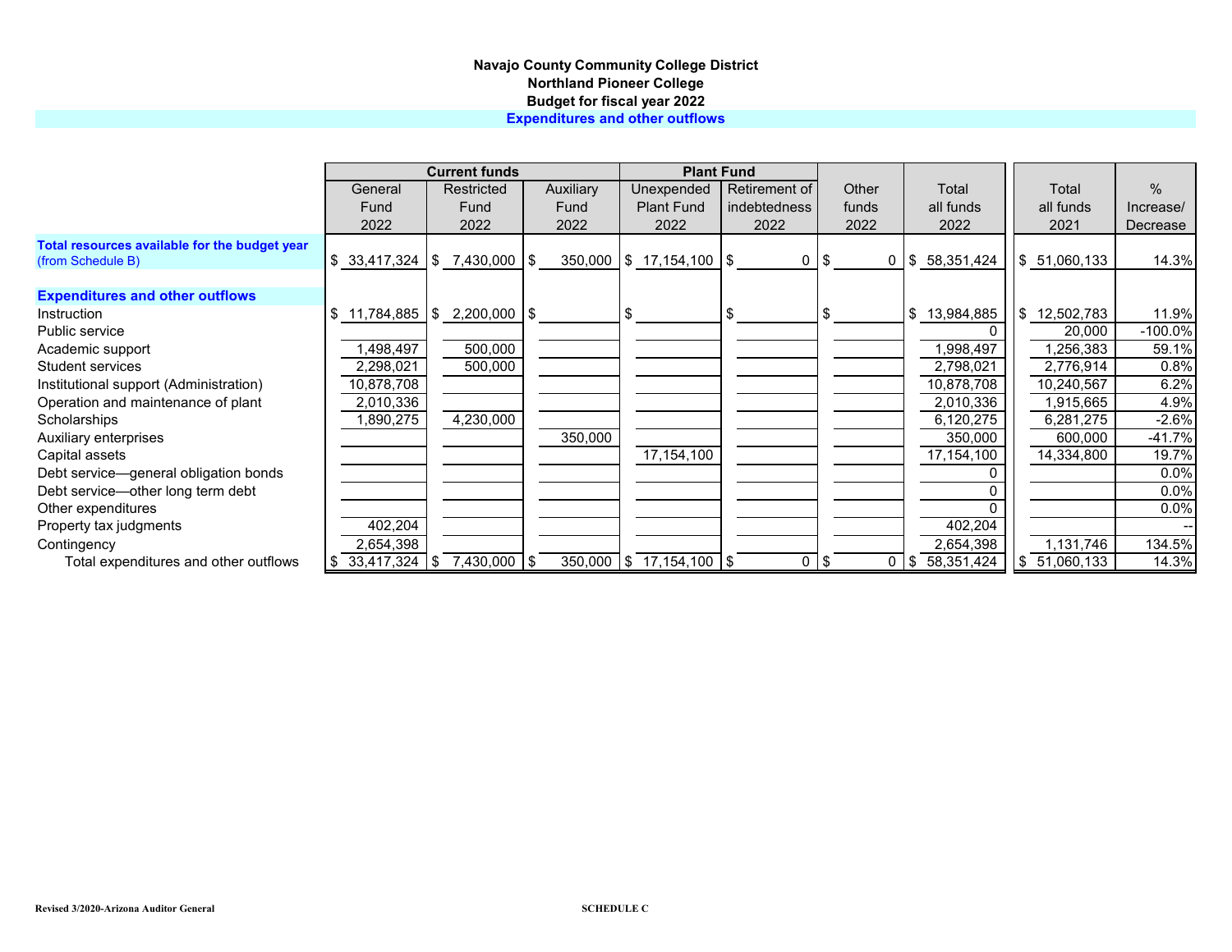**Navajo County Community College District**
**Northland Pioneer College**
**Budget for fiscal year 2022**
**Expenditures and other outflows**

| | Current funds | | | Plant Fund | | | | | |
|---|---|---|---|---|---|---|---|---|---|
| | General Fund 2022 | Restricted Fund 2022 | Auxiliary Fund 2022 | Unexpended Plant Fund 2022 | Retirement of indebtedness 2022 | Other funds 2022 | Total all funds 2022 | Total all funds 2021 | % Increase/ Decrease |
| **Total resources available for the budget year** (from Schedule B) | $ 33,417,324 | $ 7,430,000 | $ 350,000 | $ 17,154,100 | $ 0 | $ 0 | $ 58,351,424 | $ 51,060,133 | 14.3% |
| **Expenditures and other outflows** | | | | | | | | | |
| Instruction | $ 11,784,885 | $ 2,200,000 | $ | $ | $ | $ | $ 13,984,885 | $ 12,502,783 | 11.9% |
| Public service | | | | | | | 0 | 20,000 | -100.0% |
| Academic support | 1,498,497 | 500,000 | | | | | 1,998,497 | 1,256,383 | 59.1% |
| Student services | 2,298,021 | 500,000 | | | | | 2,798,021 | 2,776,914 | 0.8% |
| Institutional support (Administration) | 10,878,708 | | | | | | 10,878,708 | 10,240,567 | 6.2% |
| Operation and maintenance of plant | 2,010,336 | | | | | | 2,010,336 | 1,915,665 | 4.9% |
| Scholarships | 1,890,275 | 4,230,000 | | | | | 6,120,275 | 6,281,275 | -2.6% |
| Auxiliary enterprises | | | 350,000 | | | | 350,000 | 600,000 | -41.7% |
| Capital assets | | | | 17,154,100 | | | 17,154,100 | 14,334,800 | 19.7% |
| Debt service—general obligation bonds | | | | | | | 0 | | 0.0% |
| Debt service—other long term debt | | | | | | | 0 | | 0.0% |
| Other expenditures | | | | | | | 0 | | 0.0% |
| Property tax judgments | 402,204 | | | | | | 402,204 | | -- |
| Contingency | 2,654,398 | | | | | | 2,654,398 | 1,131,746 | 134.5% |
| Total expenditures and other outflows | $ 33,417,324 | $ 7,430,000 | $ 350,000 | $ 17,154,100 | $ 0 | $ 0 | $ 58,351,424 | $ 51,060,133 | 14.3% |

Revised 3/2020-Arizona Auditor General

SCHEDULE C